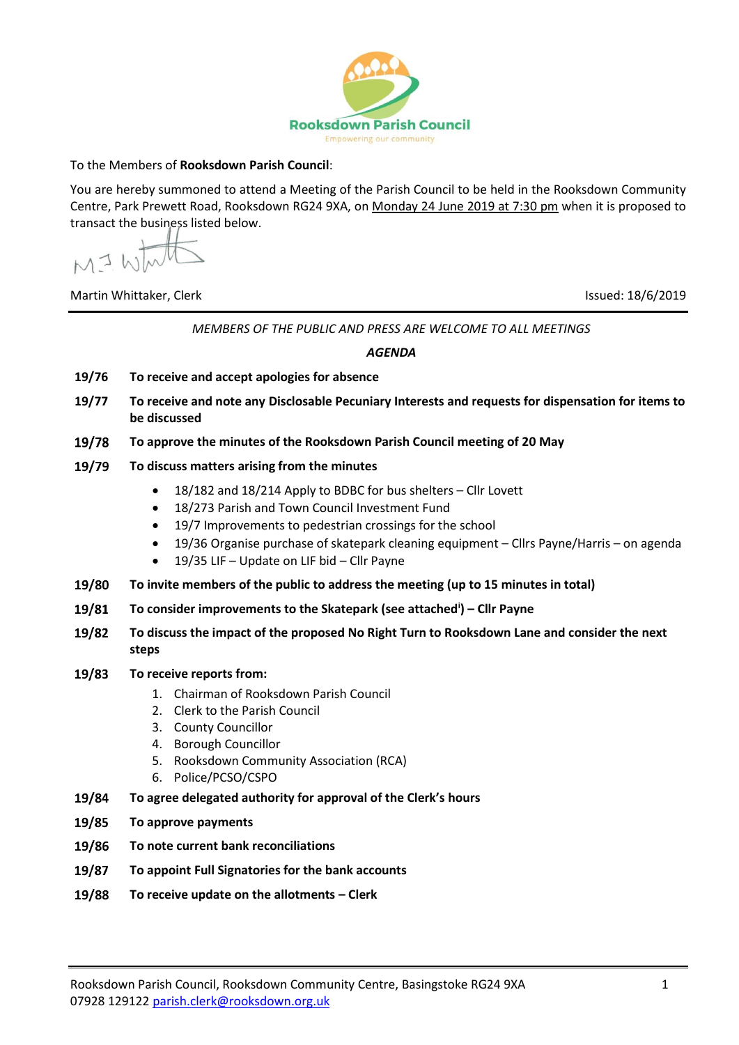**Rooksdown Parish Council**

Empowering our community

To the Members of **Rooksdown Parish Council**:

You are hereby summoned to attend a Meeting of the Parish Council to be held in the Rooksdown Community Centre, Park Prewett Road, Rooksdown RG24 9XA, on Monday 24 June 2019 at 7:30 pm when it is proposed to transact the business listed below.

Martin Whittaker, Clerk

Issued: 18/6/2019

---

*MEMBERS OF THE PUBLIC AND PRESS ARE WELCOME TO ALL MEETINGS*

***AGENDA***

**19/76** **To receive and accept apologies for absence**

**19/77** **To receive and note any Disclosable Pecuniary Interests and requests for dispensation for items to be discussed**

**19/78** **To approve the minutes of the Rooksdown Parish Council meeting of 20 May**

**19/79** **To discuss matters arising from the minutes**

- 18/182 and 18/214 Apply to BDBC for bus shelters – Cllr Lovett
- 18/273 Parish and Town Council Investment Fund
- 19/7 Improvements to pedestrian crossings for the school
- 19/36 Organise purchase of skatepark cleaning equipment – Cllrs Payne/Harris – on agenda
- 19/35 LIF – Update on LIF bid – Cllr Payne

**19/80** **To invite members of the public to address the meeting (up to 15 minutes in total)**

**19/81** **To consider improvements to the Skatepark (see attached[i]) – Cllr Payne**

**19/82** **To discuss the impact of the proposed No Right Turn to Rooksdown Lane and consider the next steps**

**19/83** **To receive reports from:**

1. Chairman of Rooksdown Parish Council
2. Clerk to the Parish Council
3. County Councillor
4. Borough Councillor
5. Rooksdown Community Association (RCA)
6. Police/PCSO/CSPO

**19/84** **To agree delegated authority for approval of the Clerk's hours**

**19/85** **To approve payments**

**19/86** **To note current bank reconciliations**

**19/87** **To appoint Full Signatories for the bank accounts**

**19/88** **To receive update on the allotments – Clerk**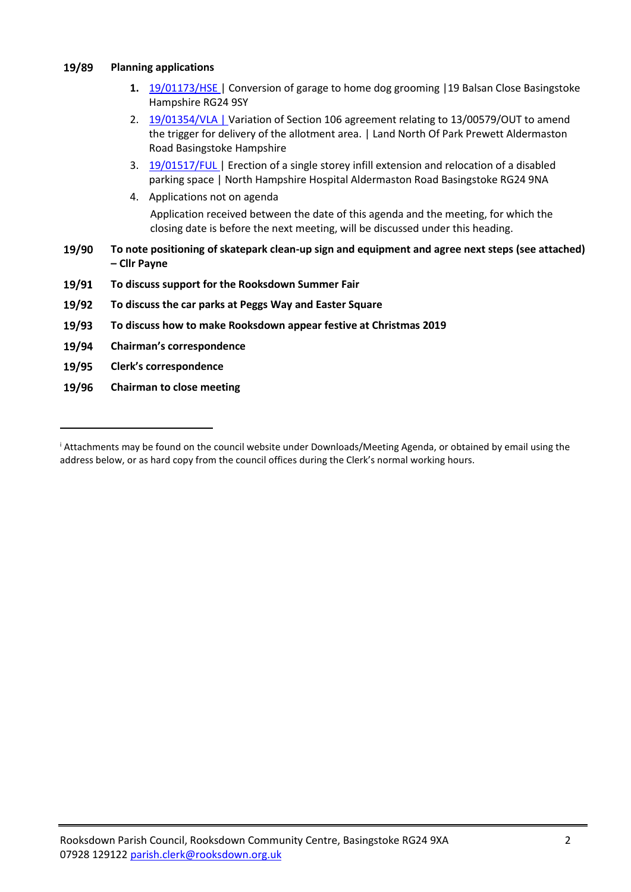**19/89 Planning applications**

1. 19/01173/HSE | Conversion of garage to home dog grooming |19 Balsan Close Basingstoke Hampshire RG24 9SY
2. 19/01354/VLA | Variation of Section 106 agreement relating to 13/00579/OUT to amend the trigger for delivery of the allotment area. | Land North Of Park Prewett Aldermaston Road Basingstoke Hampshire
3. 19/01517/FUL | Erection of a single storey infill extension and relocation of a disabled parking space | North Hampshire Hospital Aldermaston Road Basingstoke RG24 9NA
4. Applications not on agenda

   Application received between the date of this agenda and the meeting, for which the closing date is before the next meeting, will be discussed under this heading.

**19/90 To note positioning of skatepark clean-up sign and equipment and agree next steps (see attached) – Cllr Payne**

**19/91 To discuss support for the Rooksdown Summer Fair**

**19/92 To discuss the car parks at Peggs Way and Easter Square**

**19/93 To discuss how to make Rooksdown appear festive at Christmas 2019**

**19/94 Chairman's correspondence**

**19/95 Clerk's correspondence**

**19/96 Chairman to close meeting**

---

[i] Attachments may be found on the council website under Downloads/Meeting Agenda, or obtained by email using the address below, or as hard copy from the council offices during the Clerk's normal working hours.

Rooksdown Parish Council, Rooksdown Community Centre, Basingstoke RG24 9XA
07928 129122 parish.clerk@rooksdown.org.uk